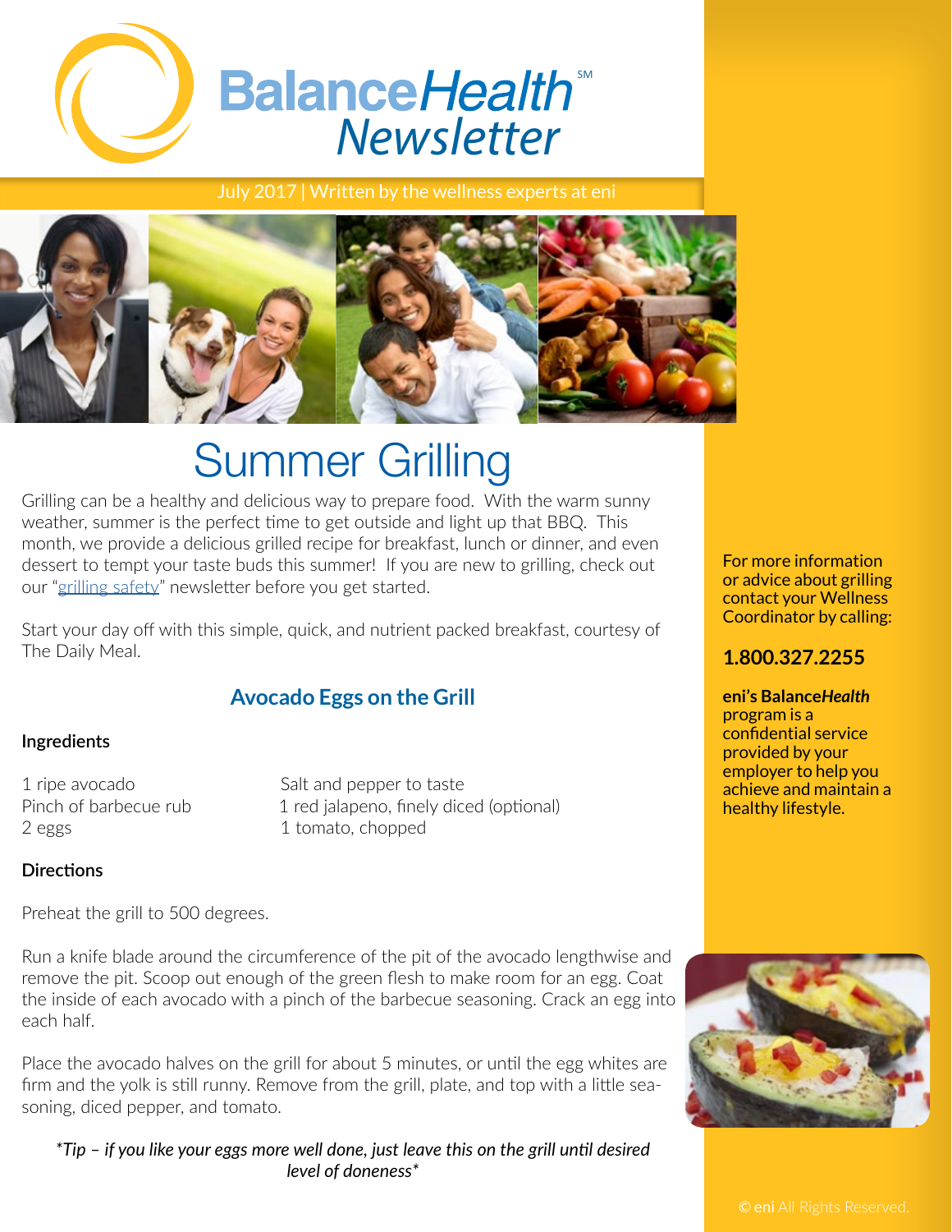# BalanceHealth Newsletter

July 2017 | Written by the wellness experts at eni

# Summer Grilling

Grilling can be a healthy and delicious way to prepare food. With the warm sunny weather, summer is the perfect time to get outside and light up that BBQ. This month, we provide a delicious grilled recipe for breakfast, lunch or dinner, and even dessert to tempt your taste buds this summer! If you are new to grilling, check out our "grilling safety" newsletter before you get started.

Start your day off with this simple, quick, and nutrient packed breakfast, courtesy of The Daily Meal.

## Avocado Eggs on the Grill

### Ingredients

- 1 ripe avocado
- Pinch of barbecue rub
- 2 eggs
- Salt and pepper to taste
- 1 red jalapeno, finely diced (optional)
- 1 tomato, chopped

### Directions

Preheat the grill to 500 degrees.

Run a knife blade around the circumference of the pit of the avocado lengthwise and remove the pit. Scoop out enough of the green flesh to make room for an egg. Coat the inside of each avocado with a pinch of the barbecue seasoning. Crack an egg into each half.

Place the avocado halves on the grill for about 5 minutes, or until the egg whites are firm and the yolk is still runny. Remove from the grill, plate, and top with a little seasoning, diced pepper, and tomato.

*\*Tip – if you like your eggs more well done, just leave this on the grill until desired level of doneness\**

For more information or advice about grilling contact your Wellness Coordinator by calling:

**1.800.327.2255**

**eni's Balance*Health*** program is a confidential service provided by your employer to help you achieve and maintain a healthy lifestyle.

© **eni** All Rights Reserved.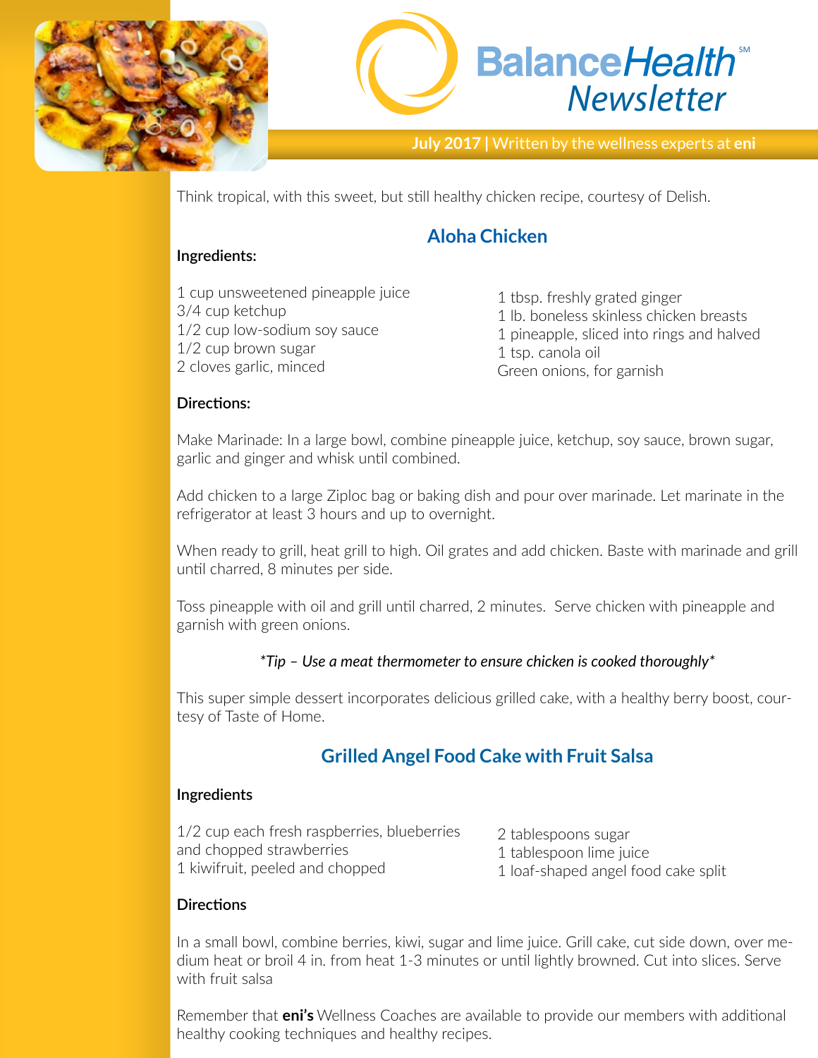# BalanceHealth℠ Newsletter

**July 2017 |** Written by the wellness experts at **eni**

Think tropical, with this sweet, but still healthy chicken recipe, courtesy of Delish.

## Aloha Chicken

**Ingredients:**

1 cup unsweetened pineapple juice
3/4 cup ketchup
1/2 cup low-sodium soy sauce
1/2 cup brown sugar
2 cloves garlic, minced
1 tbsp. freshly grated ginger
1 lb. boneless skinless chicken breasts
1 pineapple, sliced into rings and halved
1 tsp. canola oil
Green onions, for garnish

**Directions:**

Make Marinade: In a large bowl, combine pineapple juice, ketchup, soy sauce, brown sugar, garlic and ginger and whisk until combined.

Add chicken to a large Ziploc bag or baking dish and pour over marinade. Let marinate in the refrigerator at least 3 hours and up to overnight.

When ready to grill, heat grill to high. Oil grates and add chicken. Baste with marinade and grill until charred, 8 minutes per side.

Toss pineapple with oil and grill until charred, 2 minutes. Serve chicken with pineapple and garnish with green onions.

*\*Tip – Use a meat thermometer to ensure chicken is cooked thoroughly\**

This super simple dessert incorporates delicious grilled cake, with a healthy berry boost, courtesy of Taste of Home.

## Grilled Angel Food Cake with Fruit Salsa

**Ingredients**

1/2 cup each fresh raspberries, blueberries and chopped strawberries
1 kiwifruit, peeled and chopped
2 tablespoons sugar
1 tablespoon lime juice
1 loaf-shaped angel food cake split

**Directions**

In a small bowl, combine berries, kiwi, sugar and lime juice. Grill cake, cut side down, over medium heat or broil 4 in. from heat 1-3 minutes or until lightly browned. Cut into slices. Serve with fruit salsa

Remember that **eni's** Wellness Coaches are available to provide our members with additional healthy cooking techniques and healthy recipes.